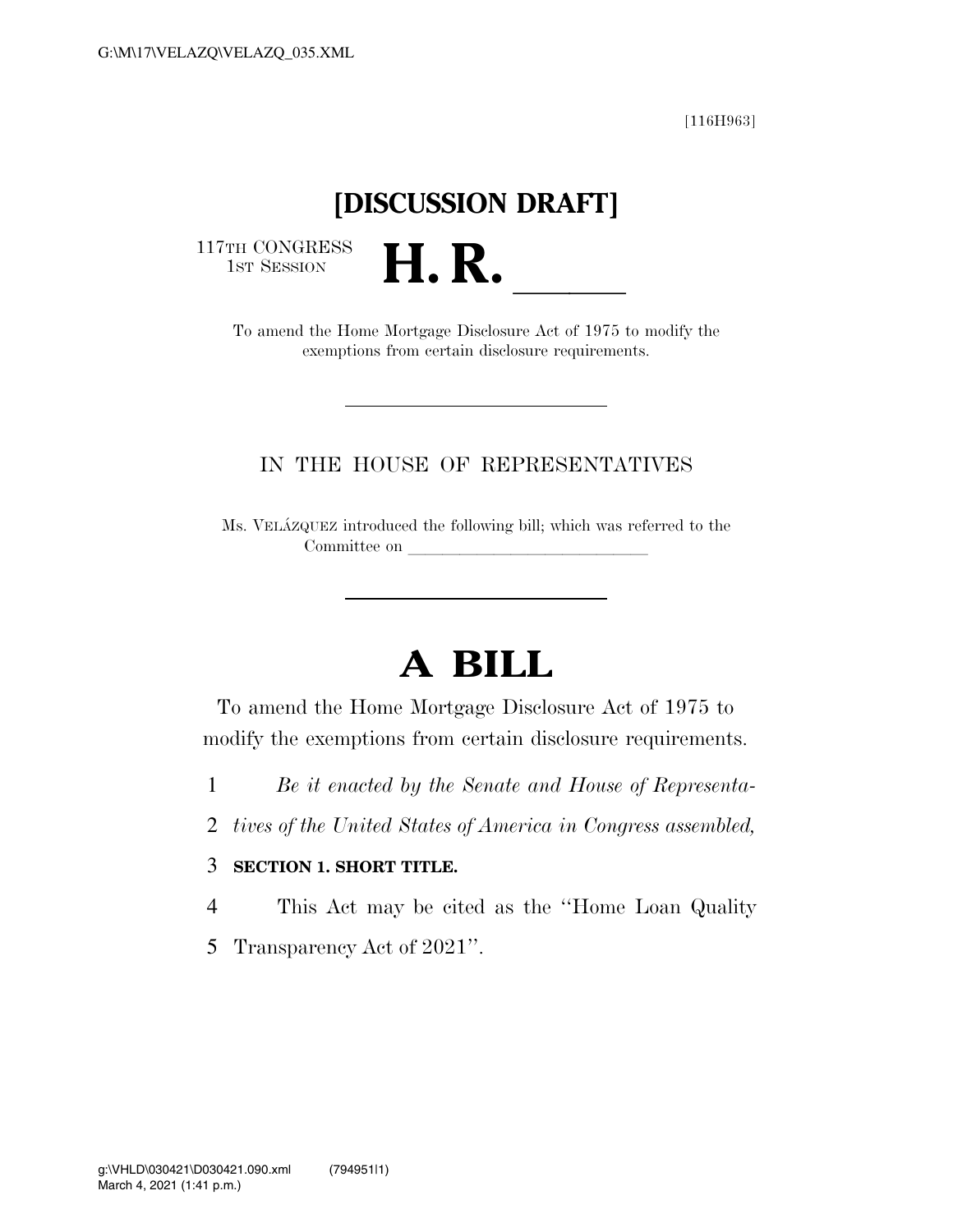[116H963]

# [DISCUSSION DRAFT]

117TH CONGRESS
1ST SESSION

# H. R. \_\_\_\_\_\_

To amend the Home Mortgage Disclosure Act of 1975 to modify the exemptions from certain disclosure requirements.

---

IN THE HOUSE OF REPRESENTATIVES

Ms. VELÁZQUEZ introduced the following bill; which was referred to the Committee on \_\_\_\_\_\_\_\_\_\_\_\_\_\_\_\_\_\_\_\_\_\_\_\_\_\_\_\_

---

# A BILL

To amend the Home Mortgage Disclosure Act of 1975 to modify the exemptions from certain disclosure requirements.

1 *Be it enacted by the Senate and House of Representa-*
2 *tives of the United States of America in Congress assembled,*

3 **SECTION 1. SHORT TITLE.**

4 This Act may be cited as the ''Home Loan Quality
5 Transparency Act of 2021''.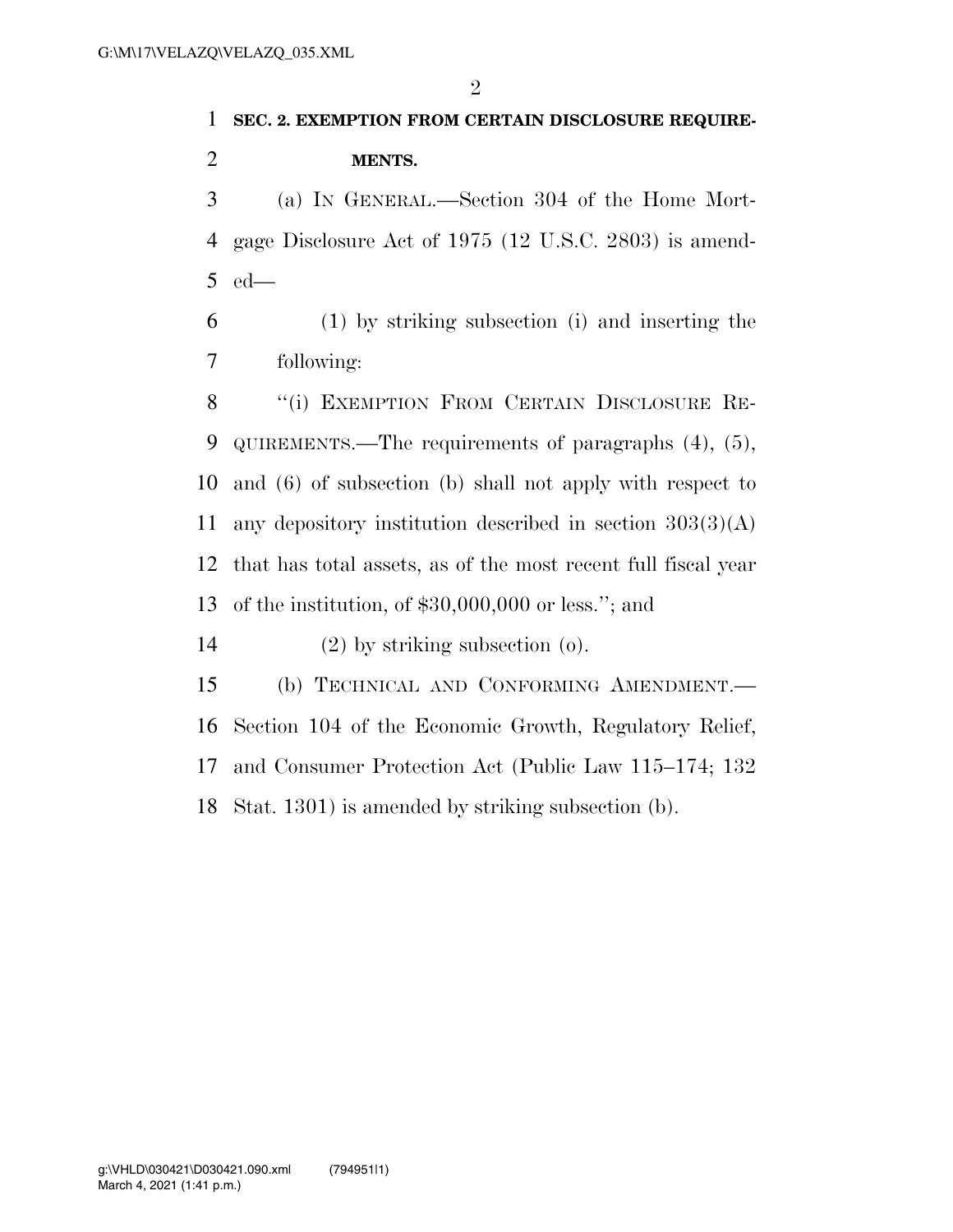**SEC. 2. EXEMPTION FROM CERTAIN DISCLOSURE REQUIREMENTS.**

(a) IN GENERAL.—Section 304 of the Home Mortgage Disclosure Act of 1975 (12 U.S.C. 2803) is amended—

(1) by striking subsection (i) and inserting the following:

"(i) EXEMPTION FROM CERTAIN DISCLOSURE REQUIREMENTS.—The requirements of paragraphs (4), (5), and (6) of subsection (b) shall not apply with respect to any depository institution described in section 303(3)(A) that has total assets, as of the most recent full fiscal year of the institution, of $30,000,000 or less."; and

(2) by striking subsection (o).

(b) TECHNICAL AND CONFORMING AMENDMENT.—Section 104 of the Economic Growth, Regulatory Relief, and Consumer Protection Act (Public Law 115–174; 132 Stat. 1301) is amended by striking subsection (b).